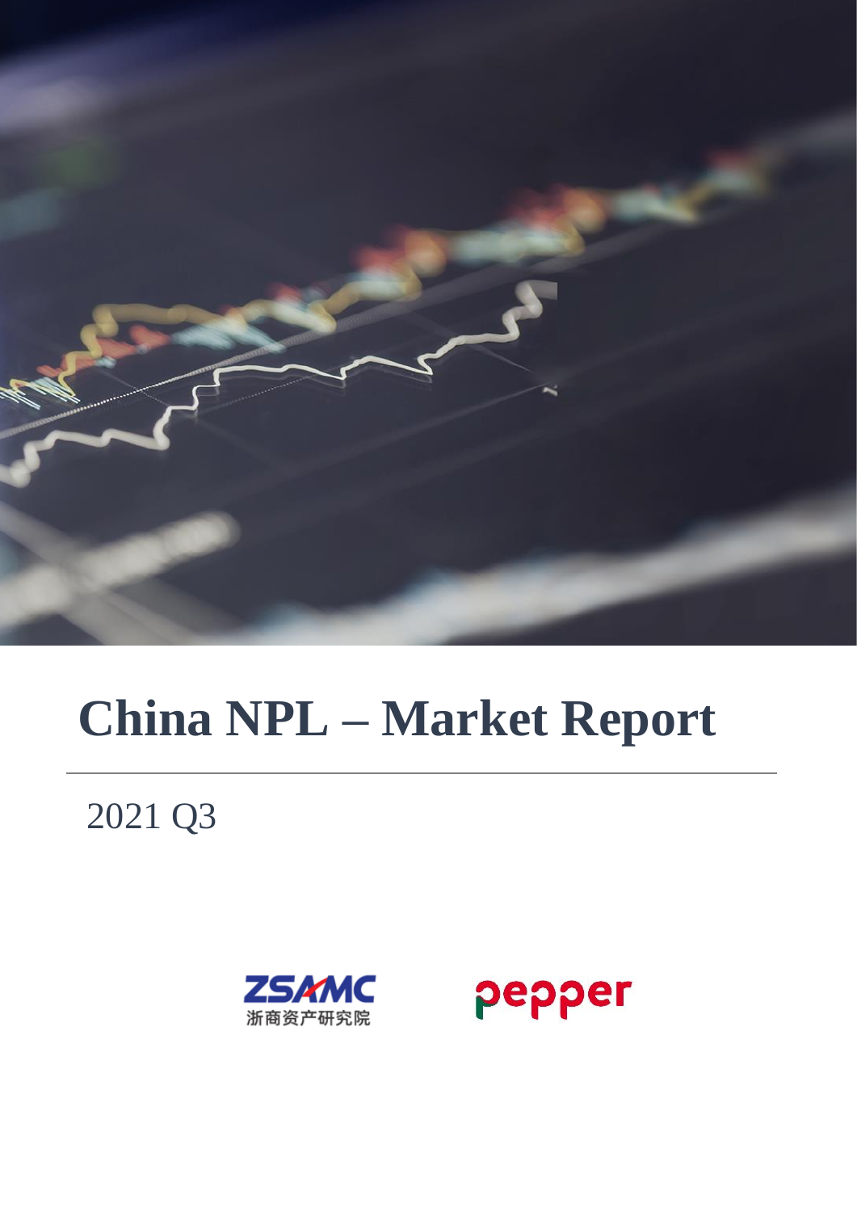# China NPL – Market Report

2021 Q3

ZSAMC
浙商资产研究院

pepper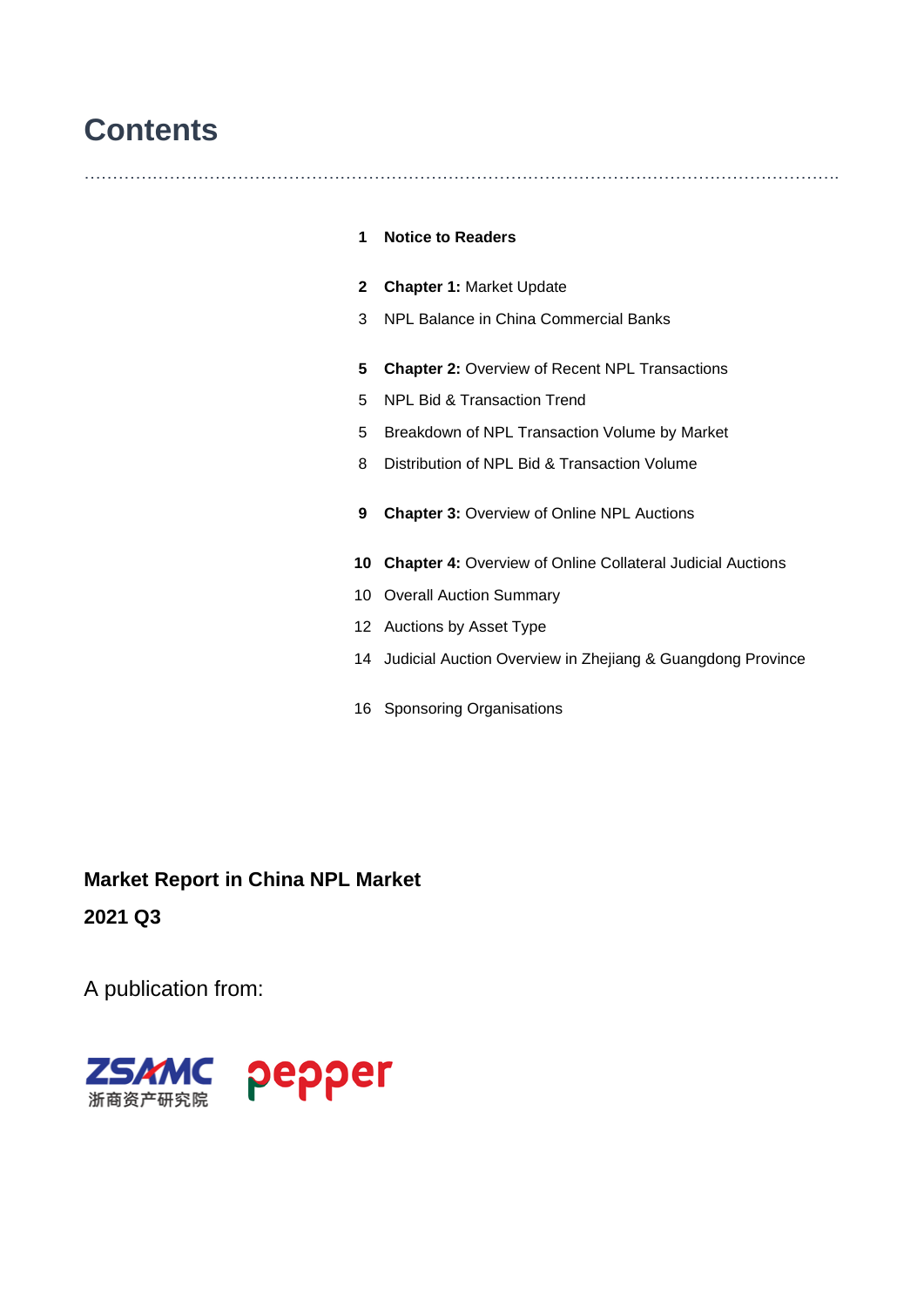# Contents

1 **Notice to Readers**

2 **Chapter 1:** Market Update

3 NPL Balance in China Commercial Banks

5 **Chapter 2:** Overview of Recent NPL Transactions

5 NPL Bid & Transaction Trend

5 Breakdown of NPL Transaction Volume by Market

8 Distribution of NPL Bid & Transaction Volume

9 **Chapter 3:** Overview of Online NPL Auctions

10 **Chapter 4:** Overview of Online Collateral Judicial Auctions

10 Overall Auction Summary

12 Auctions by Asset Type

14 Judicial Auction Overview in Zhejiang & Guangdong Province

16 Sponsoring Organisations

**Market Report in China NPL Market**

**2021 Q3**

A publication from:

ZSAMC 浙商资产研究院 pepper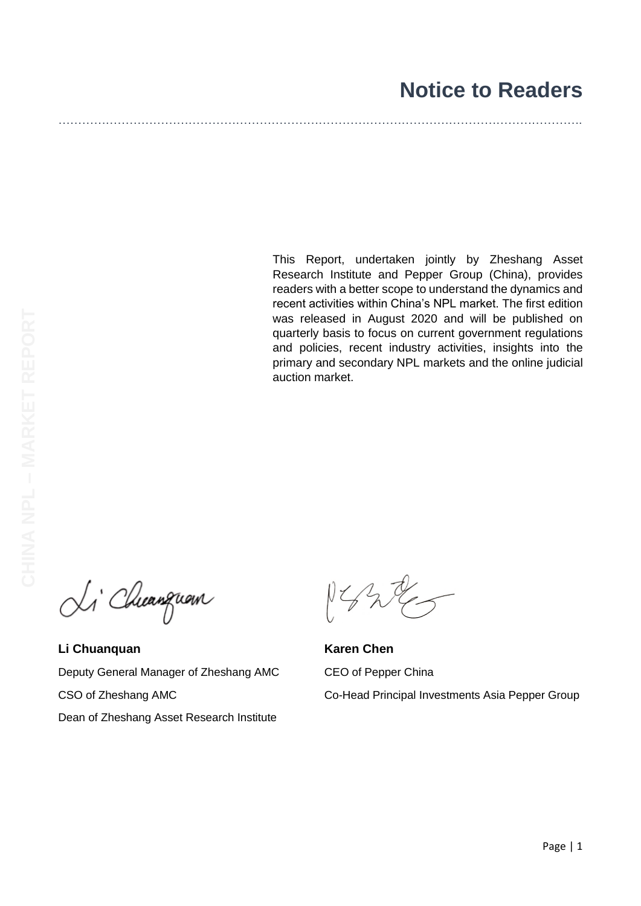# Notice to Readers

This Report, undertaken jointly by Zheshang Asset Research Institute and Pepper Group (China), provides readers with a better scope to understand the dynamics and recent activities within China's NPL market. The first edition was released in August 2020 and will be published on quarterly basis to focus on current government regulations and policies, recent industry activities, insights into the primary and secondary NPL markets and the online judicial auction market.

**Li Chuanquan**
Deputy General Manager of Zheshang AMC
CSO of Zheshang AMC
Dean of Zheshang Asset Research Institute

**Karen Chen**
CEO of Pepper China
Co-Head Principal Investments Asia Pepper Group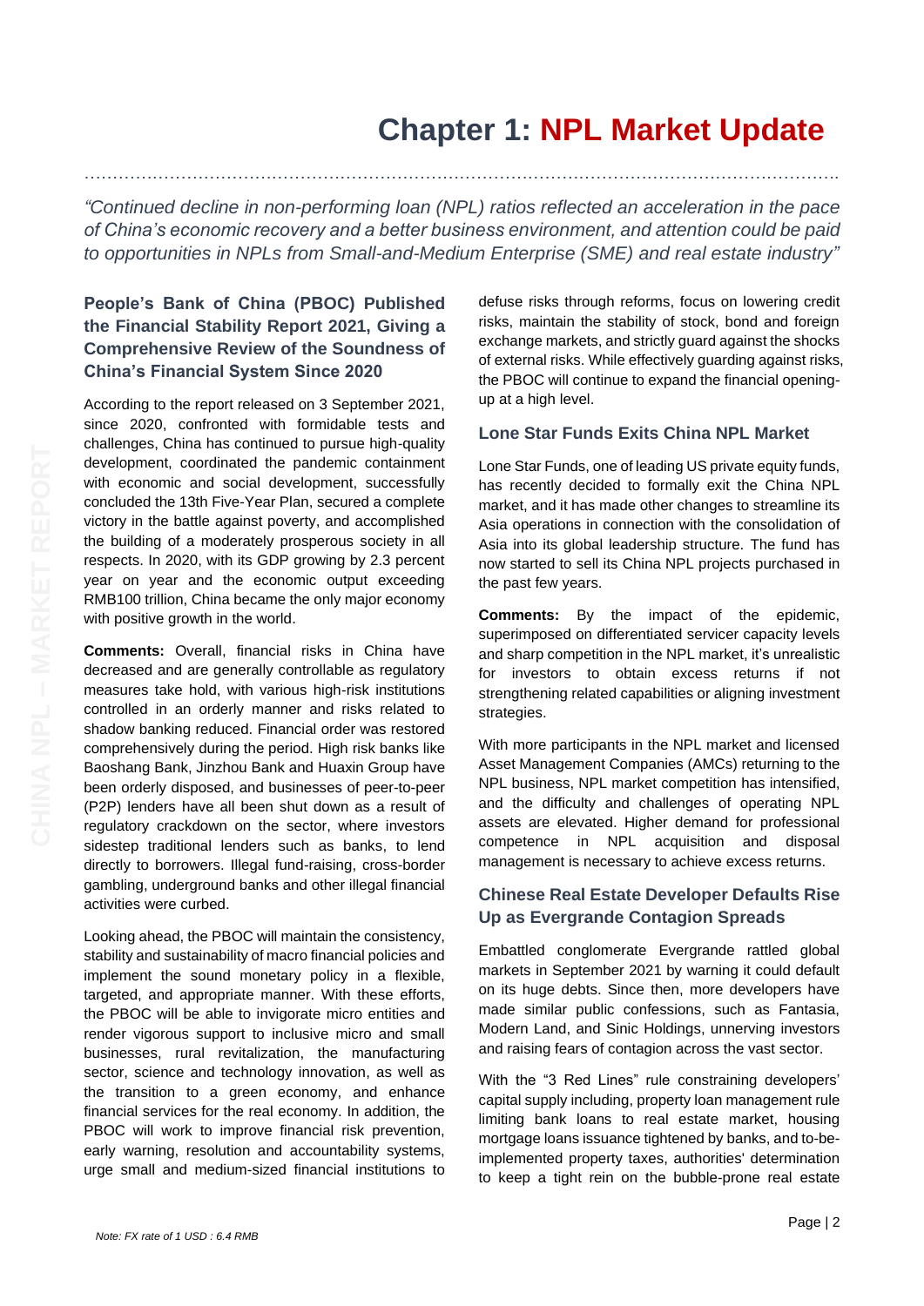# Chapter 1: NPL Market Update

*"Continued decline in non-performing loan (NPL) ratios reflected an acceleration in the pace of China's economic recovery and a better business environment, and attention could be paid to opportunities in NPLs from Small-and-Medium Enterprise (SME) and real estate industry"*

## People's Bank of China (PBOC) Published the Financial Stability Report 2021, Giving a Comprehensive Review of the Soundness of China's Financial System Since 2020

According to the report released on 3 September 2021, since 2020, confronted with formidable tests and challenges, China has continued to pursue high-quality development, coordinated the pandemic containment with economic and social development, successfully concluded the 13th Five-Year Plan, secured a complete victory in the battle against poverty, and accomplished the building of a moderately prosperous society in all respects. In 2020, with its GDP growing by 2.3 percent year on year and the economic output exceeding RMB100 trillion, China became the only major economy with positive growth in the world.

**Comments:** Overall, financial risks in China have decreased and are generally controllable as regulatory measures take hold, with various high-risk institutions controlled in an orderly manner and risks related to shadow banking reduced. Financial order was restored comprehensively during the period. High risk banks like Baoshang Bank, Jinzhou Bank and Huaxin Group have been orderly disposed, and businesses of peer-to-peer (P2P) lenders have all been shut down as a result of regulatory crackdown on the sector, where investors sidestep traditional lenders such as banks, to lend directly to borrowers. Illegal fund-raising, cross-border gambling, underground banks and other illegal financial activities were curbed.

Looking ahead, the PBOC will maintain the consistency, stability and sustainability of macro financial policies and implement the sound monetary policy in a flexible, targeted, and appropriate manner. With these efforts, the PBOC will be able to invigorate micro entities and render vigorous support to inclusive micro and small businesses, rural revitalization, the manufacturing sector, science and technology innovation, as well as the transition to a green economy, and enhance financial services for the real economy. In addition, the PBOC will work to improve financial risk prevention, early warning, resolution and accountability systems, urge small and medium-sized financial institutions to defuse risks through reforms, focus on lowering credit risks, maintain the stability of stock, bond and foreign exchange markets, and strictly guard against the shocks of external risks. While effectively guarding against risks, the PBOC will continue to expand the financial opening-up at a high level.

### Lone Star Funds Exits China NPL Market

Lone Star Funds, one of leading US private equity funds, has recently decided to formally exit the China NPL market, and it has made other changes to streamline its Asia operations in connection with the consolidation of Asia into its global leadership structure. The fund has now started to sell its China NPL projects purchased in the past few years.

**Comments:** By the impact of the epidemic, superimposed on differentiated servicer capacity levels and sharp competition in the NPL market, it's unrealistic for investors to obtain excess returns if not strengthening related capabilities or aligning investment strategies.

With more participants in the NPL market and licensed Asset Management Companies (AMCs) returning to the NPL business, NPL market competition has intensified, and the difficulty and challenges of operating NPL assets are elevated. Higher demand for professional competence in NPL acquisition and disposal management is necessary to achieve excess returns.

### Chinese Real Estate Developer Defaults Rise Up as Evergrande Contagion Spreads

Embattled conglomerate Evergrande rattled global markets in September 2021 by warning it could default on its huge debts. Since then, more developers have made similar public confessions, such as Fantasia, Modern Land, and Sinic Holdings, unnerving investors and raising fears of contagion across the vast sector.

With the "3 Red Lines" rule constraining developers' capital supply including, property loan management rule limiting bank loans to real estate market, housing mortgage loans issuance tightened by banks, and to-be-implemented property taxes, authorities' determination to keep a tight rein on the bubble-prone real estate

*Note: FX rate of 1 USD : 6.4 RMB*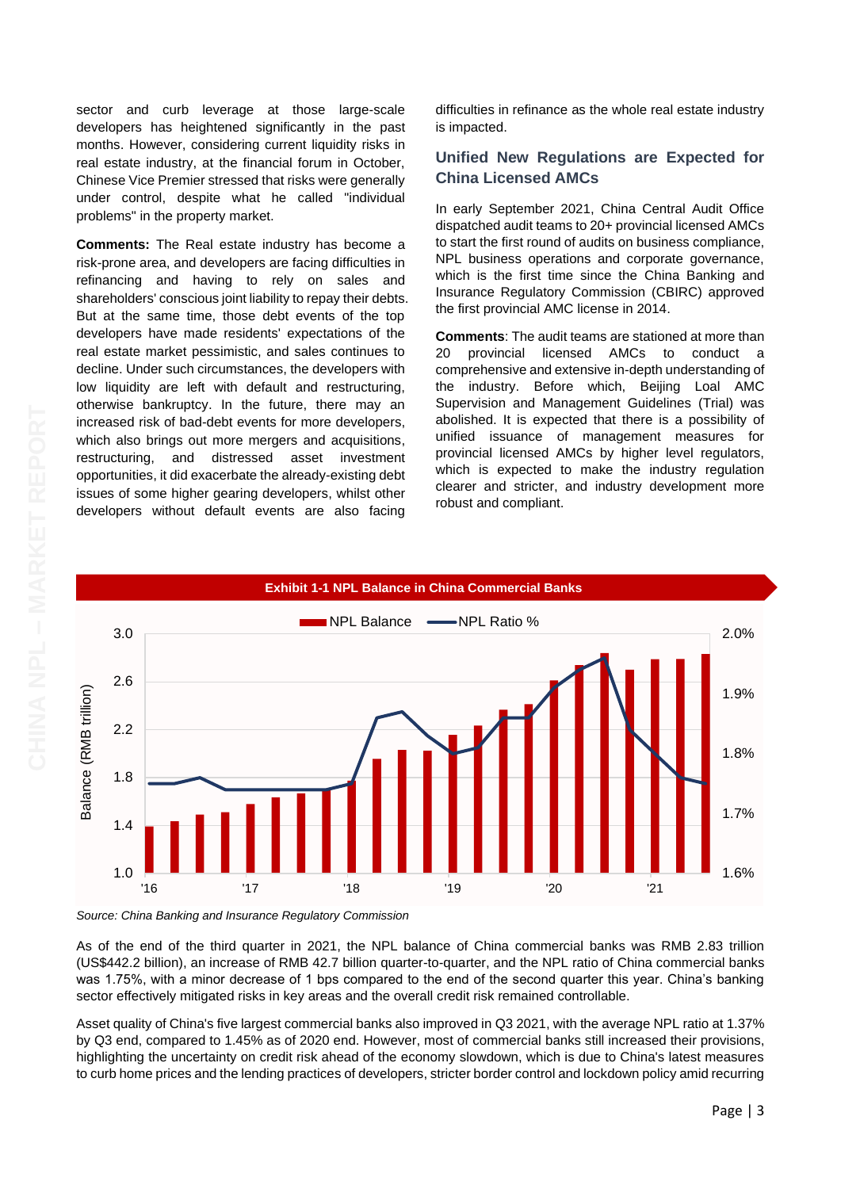sector and curb leverage at those large-scale developers has heightened significantly in the past months. However, considering current liquidity risks in real estate industry, at the financial forum in October, Chinese Vice Premier stressed that risks were generally under control, despite what he called "individual problems" in the property market.

**Comments:** The Real estate industry has become a risk-prone area, and developers are facing difficulties in refinancing and having to rely on sales and shareholders' conscious joint liability to repay their debts. But at the same time, those debt events of the top developers have made residents' expectations of the real estate market pessimistic, and sales continues to decline. Under such circumstances, the developers with low liquidity are left with default and restructuring, otherwise bankruptcy. In the future, there may an increased risk of bad-debt events for more developers, which also brings out more mergers and acquisitions, restructuring, and distressed asset investment opportunities, it did exacerbate the already-existing debt issues of some higher gearing developers, whilst other developers without default events are also facing difficulties in refinance as the whole real estate industry is impacted.

## Unified New Regulations are Expected for China Licensed AMCs

In early September 2021, China Central Audit Office dispatched audit teams to 20+ provincial licensed AMCs to start the first round of audits on business compliance, NPL business operations and corporate governance, which is the first time since the China Banking and Insurance Regulatory Commission (CBIRC) approved the first provincial AMC license in 2014.

**Comments**: The audit teams are stationed at more than 20 provincial licensed AMCs to conduct a comprehensive and extensive in-depth understanding of the industry. Before which, Beijing Loal AMC Supervision and Management Guidelines (Trial) was abolished. It is expected that there is a possibility of unified issuance of management measures for provincial licensed AMCs by higher level regulators, which is expected to make the industry regulation clearer and stricter, and industry development more robust and compliant.

**Exhibit 1-1 NPL Balance in China Commercial Banks**

NPL Balance
NPL Ratio %
Balance (RMB trillion)
3.0
2.6
2.2
1.8
1.4
1.0
2.0%
1.9%
1.8%
1.7%
1.6%
'16
'17
'18
'19
'20
'21

*Source: China Banking and Insurance Regulatory Commission*

As of the end of the third quarter in 2021, the NPL balance of China commercial banks was RMB 2.83 trillion (US$442.2 billion), an increase of RMB 42.7 billion quarter-to-quarter, and the NPL ratio of China commercial banks was 1.75%, with a minor decrease of 1 bps compared to the end of the second quarter this year. China's banking sector effectively mitigated risks in key areas and the overall credit risk remained controllable.

Asset quality of China's five largest commercial banks also improved in Q3 2021, with the average NPL ratio at 1.37% by Q3 end, compared to 1.45% as of 2020 end. However, most of commercial banks still increased their provisions, highlighting the uncertainty on credit risk ahead of the economy slowdown, which is due to China's latest measures to curb home prices and the lending practices of developers, stricter border control and lockdown policy amid recurring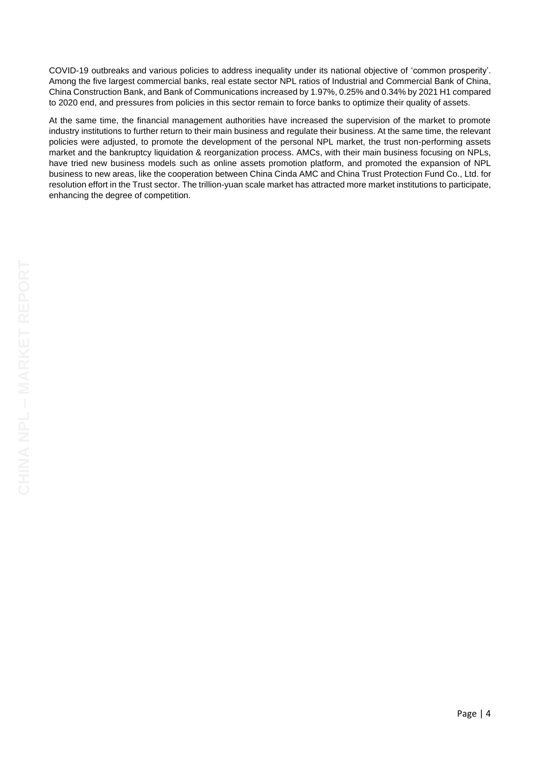COVID-19 outbreaks and various policies to address inequality under its national objective of 'common prosperity'. Among the five largest commercial banks, real estate sector NPL ratios of Industrial and Commercial Bank of China, China Construction Bank, and Bank of Communications increased by 1.97%, 0.25% and 0.34% by 2021 H1 compared to 2020 end, and pressures from policies in this sector remain to force banks to optimize their quality of assets.

At the same time, the financial management authorities have increased the supervision of the market to promote industry institutions to further return to their main business and regulate their business. At the same time, the relevant policies were adjusted, to promote the development of the personal NPL market, the trust non-performing assets market and the bankruptcy liquidation & reorganization process. AMCs, with their main business focusing on NPLs, have tried new business models such as online assets promotion platform, and promoted the expansion of NPL business to new areas, like the cooperation between China Cinda AMC and China Trust Protection Fund Co., Ltd. for resolution effort in the Trust sector. The trillion-yuan scale market has attracted more market institutions to participate, enhancing the degree of competition.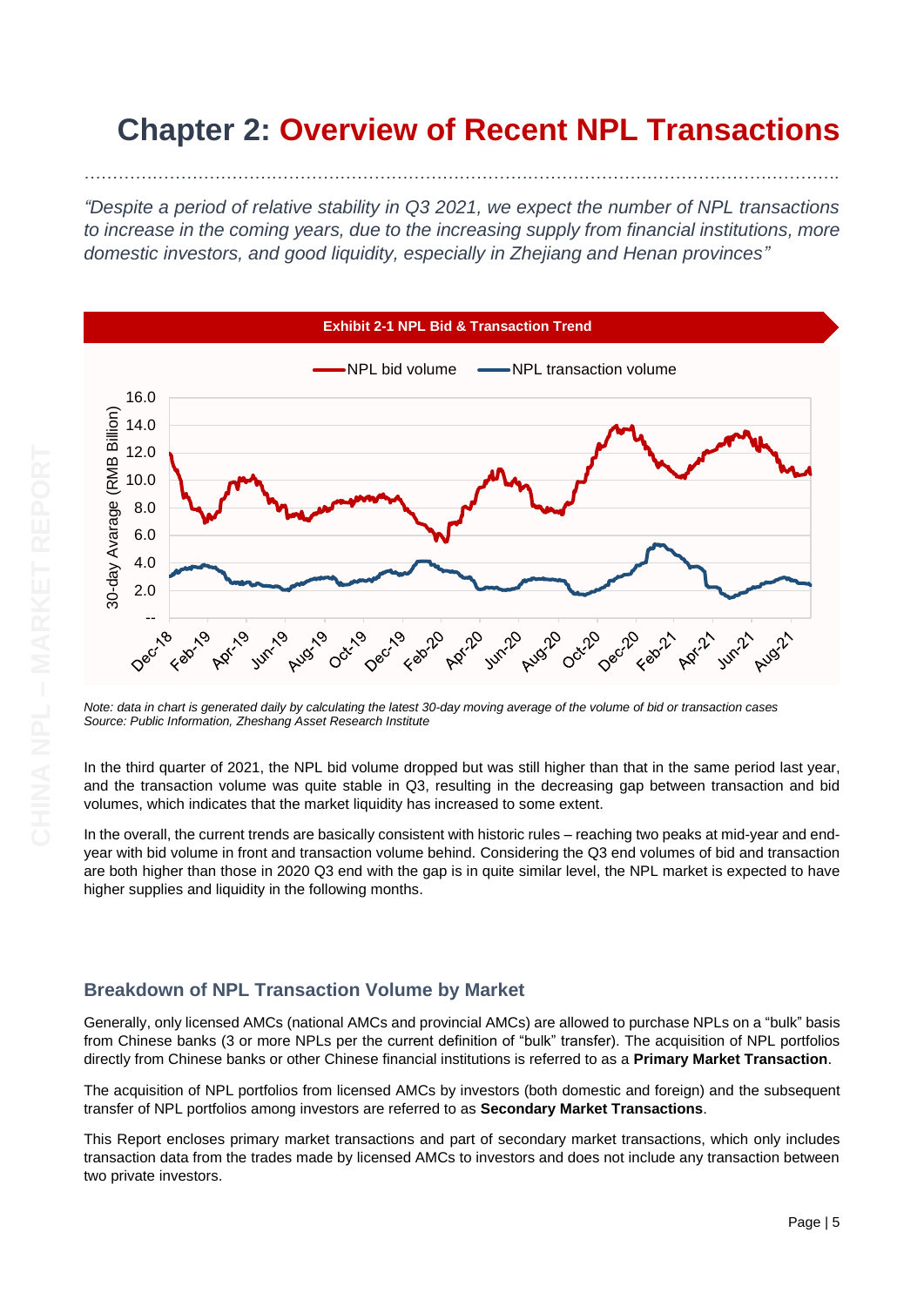# Chapter 2: Overview of Recent NPL Transactions

*"Despite a period of relative stability in Q3 2021, we expect the number of NPL transactions to increase in the coming years, due to the increasing supply from financial institutions, more domestic investors, and good liquidity, especially in Zhejiang and Henan provinces"*

**Exhibit 2-1 NPL Bid & Transaction Trend**

NPL bid volume
NPL transaction volume

30-day Avarage (RMB Billion)

16.0
14.0
12.0
10.0
8.0
6.0
4.0
2.0
--

Dec-18
Feb-19
Apr-19
Jun-19
Aug-19
Oct-19
Dec-19
Feb-20
Apr-20
Jun-20
Aug-20
Oct-20
Dec-20
Feb-21
Apr-21
Jun-21
Aug-21

*Note: data in chart is generated daily by calculating the latest 30-day moving average of the volume of bid or transaction cases*
*Source: Public Information, Zheshang Asset Research Institute*

In the third quarter of 2021, the NPL bid volume dropped but was still higher than that in the same period last year, and the transaction volume was quite stable in Q3, resulting in the decreasing gap between transaction and bid volumes, which indicates that the market liquidity has increased to some extent.

In the overall, the current trends are basically consistent with historic rules – reaching two peaks at mid-year and end-year with bid volume in front and transaction volume behind. Considering the Q3 end volumes of bid and transaction are both higher than those in 2020 Q3 end with the gap is in quite similar level, the NPL market is expected to have higher supplies and liquidity in the following months.

## Breakdown of NPL Transaction Volume by Market

Generally, only licensed AMCs (national AMCs and provincial AMCs) are allowed to purchase NPLs on a "bulk" basis from Chinese banks (3 or more NPLs per the current definition of "bulk" transfer). The acquisition of NPL portfolios directly from Chinese banks or other Chinese financial institutions is referred to as a **Primary Market Transaction**.

The acquisition of NPL portfolios from licensed AMCs by investors (both domestic and foreign) and the subsequent transfer of NPL portfolios among investors are referred to as **Secondary Market Transactions**.

This Report encloses primary market transactions and part of secondary market transactions, which only includes transaction data from the trades made by licensed AMCs to investors and does not include any transaction between two private investors.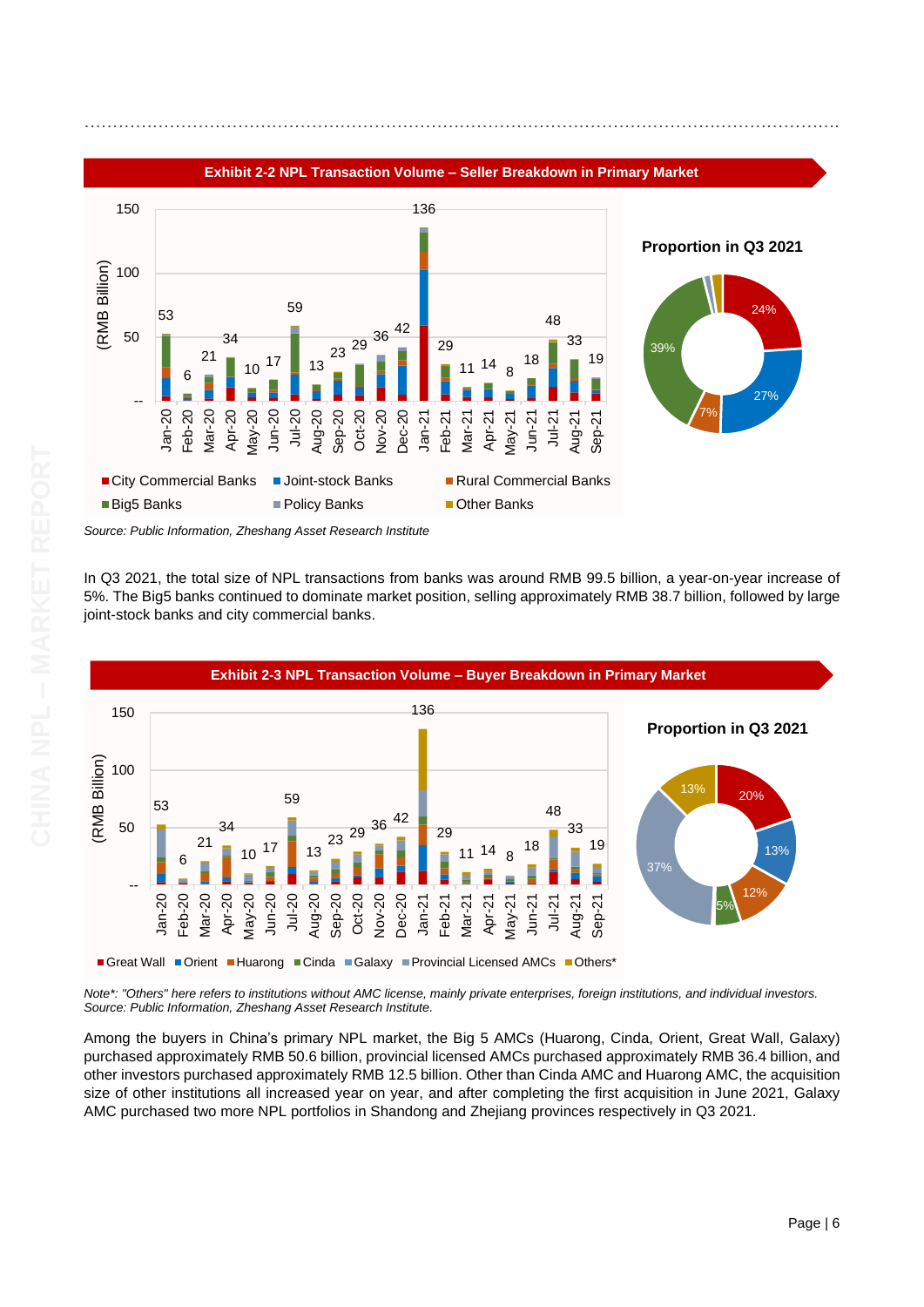**Exhibit 2-2 NPL Transaction Volume – Seller Breakdown in Primary Market**

(RMB Billion)

150
100
50
--

53 6 21 34 10 17 59 13 23 29 36 42 136 29 11 14 8 18 48 33 19

Jan-20 Feb-20 Mar-20 Apr-20 May-20 Jun-20 Jul-20 Aug-20 Sep-20 Oct-20 Nov-20 Dec-20 Jan-21 Feb-21 Mar-21 Apr-21 May-21 Jun-21 Jul-21 Aug-21 Sep-21

City Commercial Banks
Joint-stock Banks
Rural Commercial Banks
Big5 Banks
Policy Banks
Other Banks

Proportion in Q3 2021

24%
27%
7%
39%

*Source: Public Information, Zheshang Asset Research Institute*

In Q3 2021, the total size of NPL transactions from banks was around RMB 99.5 billion, a year-on-year increase of 5%. The Big5 banks continued to dominate market position, selling approximately RMB 38.7 billion, followed by large joint-stock banks and city commercial banks.

**Exhibit 2-3 NPL Transaction Volume – Buyer Breakdown in Primary Market**

(RMB Billion)

150
100
50
--

53 6 21 34 10 17 59 13 23 29 36 42 136 29 11 14 8 18 48 33 19

Jan-20 Feb-20 Mar-20 Apr-20 May-20 Jun-20 Jul-20 Aug-20 Sep-20 Oct-20 Nov-20 Dec-20 Jan-21 Feb-21 Mar-21 Apr-21 May-21 Jun-21 Jul-21 Aug-21 Sep-21

Great Wall
Orient
Huarong
Cinda
Galaxy
Provincial Licensed AMCs
Others*

Proportion in Q3 2021

20%
13%
12%
5%
37%
13%

*Note*: "Others" here refers to institutions without AMC license, mainly private enterprises, foreign institutions, and individual investors.*
*Source: Public Information, Zheshang Asset Research Institute.*

Among the buyers in China's primary NPL market, the Big 5 AMCs (Huarong, Cinda, Orient, Great Wall, Galaxy) purchased approximately RMB 50.6 billion, provincial licensed AMCs purchased approximately RMB 36.4 billion, and other investors purchased approximately RMB 12.5 billion. Other than Cinda AMC and Huarong AMC, the acquisition size of other institutions all increased year on year, and after completing the first acquisition in June 2021, Galaxy AMC purchased two more NPL portfolios in Shandong and Zhejiang provinces respectively in Q3 2021.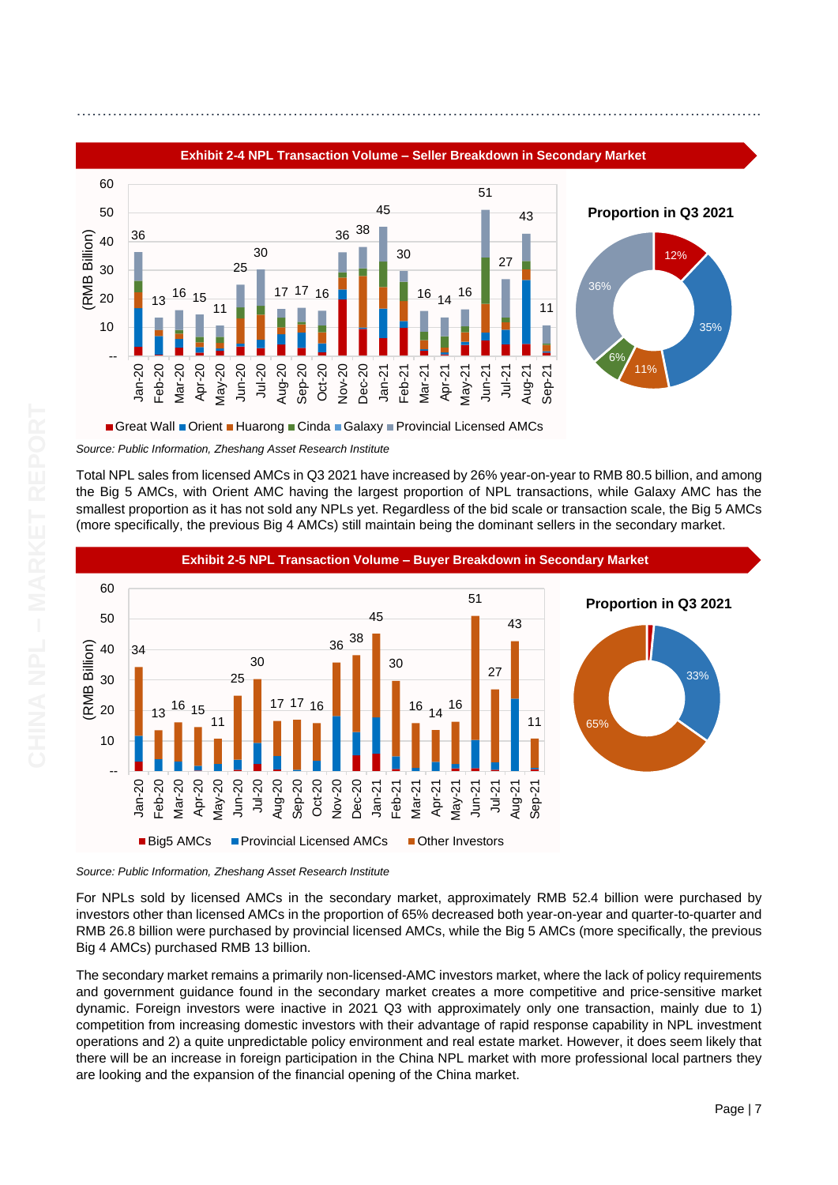**Exhibit 2-4 NPL Transaction Volume – Seller Breakdown in Secondary Market**

60
50
40
30
20
10
--

(RMB Billion)

36 13 16 15 11 25 30 17 17 16 36 38 45 30 16 14 16 51 27 43 11

Jan-20 Feb-20 Mar-20 Apr-20 May-20 Jun-20 Jul-20 Aug-20 Sep-20 Oct-20 Nov-20 Dec-20 Jan-21 Feb-21 Mar-21 Apr-21 May-21 Jun-21 Jul-21 Aug-21 Sep-21

Great Wall Orient Huarong Cinda Galaxy Provincial Licensed AMCs

Proportion in Q3 2021

12%
35%
11%
6%
36%

*Source: Public Information, Zheshang Asset Research Institute*

Total NPL sales from licensed AMCs in Q3 2021 have increased by 26% year-on-year to RMB 80.5 billion, and among the Big 5 AMCs, with Orient AMC having the largest proportion of NPL transactions, while Galaxy AMC has the smallest proportion as it has not sold any NPLs yet. Regardless of the bid scale or transaction scale, the Big 5 AMCs (more specifically, the previous Big 4 AMCs) still maintain being the dominant sellers in the secondary market.

**Exhibit 2-5 NPL Transaction Volume – Buyer Breakdown in Secondary Market**

60
50
40
30
20
10
--

(RMB Billion)

34 13 16 15 11 25 30 17 17 16 36 38 45 30 16 14 16 51 27 43 11

Jan-20 Feb-20 Mar-20 Apr-20 May-20 Jun-20 Jul-20 Aug-20 Sep-20 Oct-20 Nov-20 Dec-20 Jan-21 Feb-21 Mar-21 Apr-21 May-21 Jun-21 Jul-21 Aug-21 Sep-21

Big5 AMCs Provincial Licensed AMCs Other Investors

Proportion in Q3 2021

33%
65%

*Source: Public Information, Zheshang Asset Research Institute*

For NPLs sold by licensed AMCs in the secondary market, approximately RMB 52.4 billion were purchased by investors other than licensed AMCs in the proportion of 65% decreased both year-on-year and quarter-to-quarter and RMB 26.8 billion were purchased by provincial licensed AMCs, while the Big 5 AMCs (more specifically, the previous Big 4 AMCs) purchased RMB 13 billion.

The secondary market remains a primarily non-licensed-AMC investors market, where the lack of policy requirements and government guidance found in the secondary market creates a more competitive and price-sensitive market dynamic. Foreign investors were inactive in 2021 Q3 with approximately only one transaction, mainly due to 1) competition from increasing domestic investors with their advantage of rapid response capability in NPL investment operations and 2) a quite unpredictable policy environment and real estate market. However, it does seem likely that there will be an increase in foreign participation in the China NPL market with more professional local partners they are looking and the expansion of the financial opening of the China market.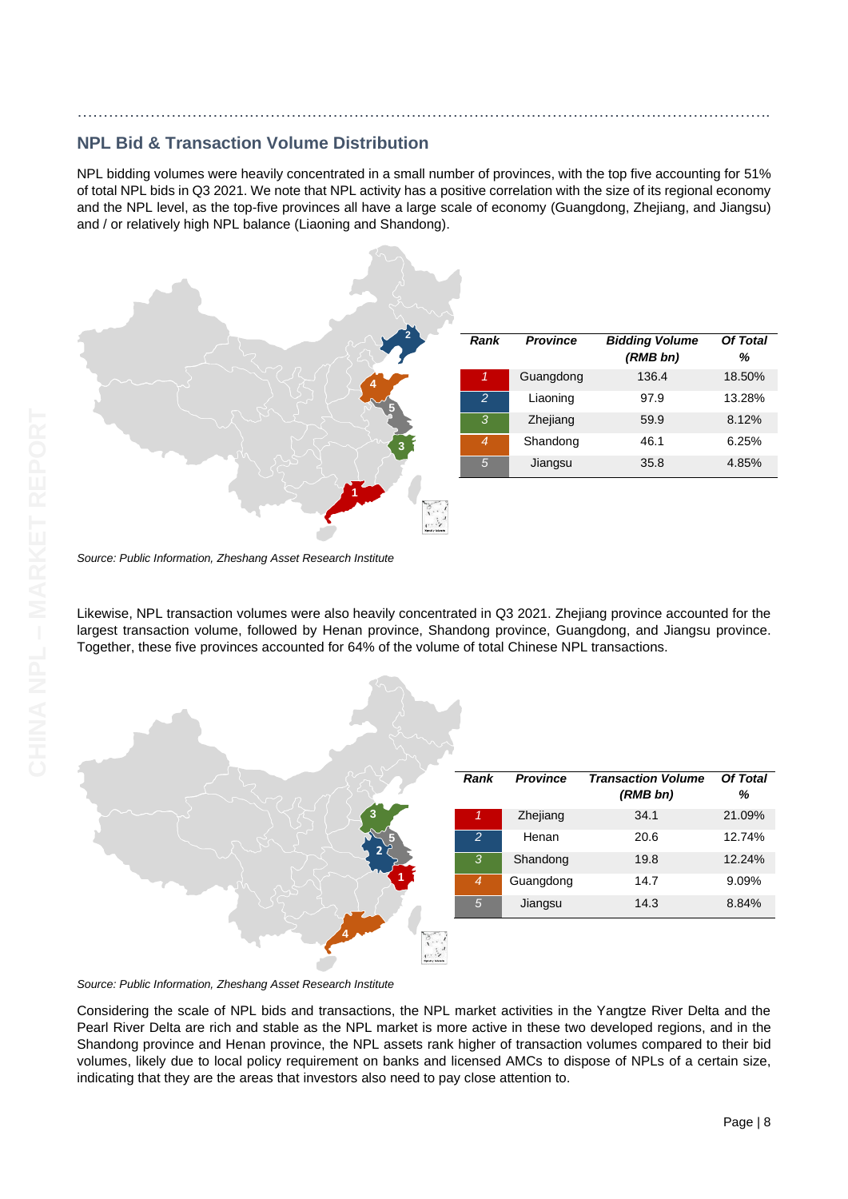## NPL Bid & Transaction Volume Distribution

NPL bidding volumes were heavily concentrated in a small number of provinces, with the top five accounting for 51% of total NPL bids in Q3 2021. We note that NPL activity has a positive correlation with the size of its regional economy and the NPL level, as the top-five provinces all have a large scale of economy (Guangdong, Zhejiang, and Jiangsu) and / or relatively high NPL balance (Liaoning and Shandong).

| *Rank* | *Province* | *Bidding Volume (RMB bn)* | *Of Total %* |
|---|---|---|---|
| 1 | Guangdong | 136.4 | 18.50% |
| 2 | Liaoning | 97.9 | 13.28% |
| 3 | Zhejiang | 59.9 | 8.12% |
| 4 | Shandong | 46.1 | 6.25% |
| 5 | Jiangsu | 35.8 | 4.85% |

*Source: Public Information, Zheshang Asset Research Institute*

Likewise, NPL transaction volumes were also heavily concentrated in Q3 2021. Zhejiang province accounted for the largest transaction volume, followed by Henan province, Shandong province, Guangdong, and Jiangsu province. Together, these five provinces accounted for 64% of the volume of total Chinese NPL transactions.

| *Rank* | *Province* | *Transaction Volume (RMB bn)* | *Of Total %* |
|---|---|---|---|
| 1 | Zhejiang | 34.1 | 21.09% |
| 2 | Henan | 20.6 | 12.74% |
| 3 | Shandong | 19.8 | 12.24% |
| 4 | Guangdong | 14.7 | 9.09% |
| 5 | Jiangsu | 14.3 | 8.84% |

*Source: Public Information, Zheshang Asset Research Institute*

Considering the scale of NPL bids and transactions, the NPL market activities in the Yangtze River Delta and the Pearl River Delta are rich and stable as the NPL market is more active in these two developed regions, and in the Shandong province and Henan province, the NPL assets rank higher of transaction volumes compared to their bid volumes, likely due to local policy requirement on banks and licensed AMCs to dispose of NPLs of a certain size, indicating that they are the areas that investors also need to pay close attention to.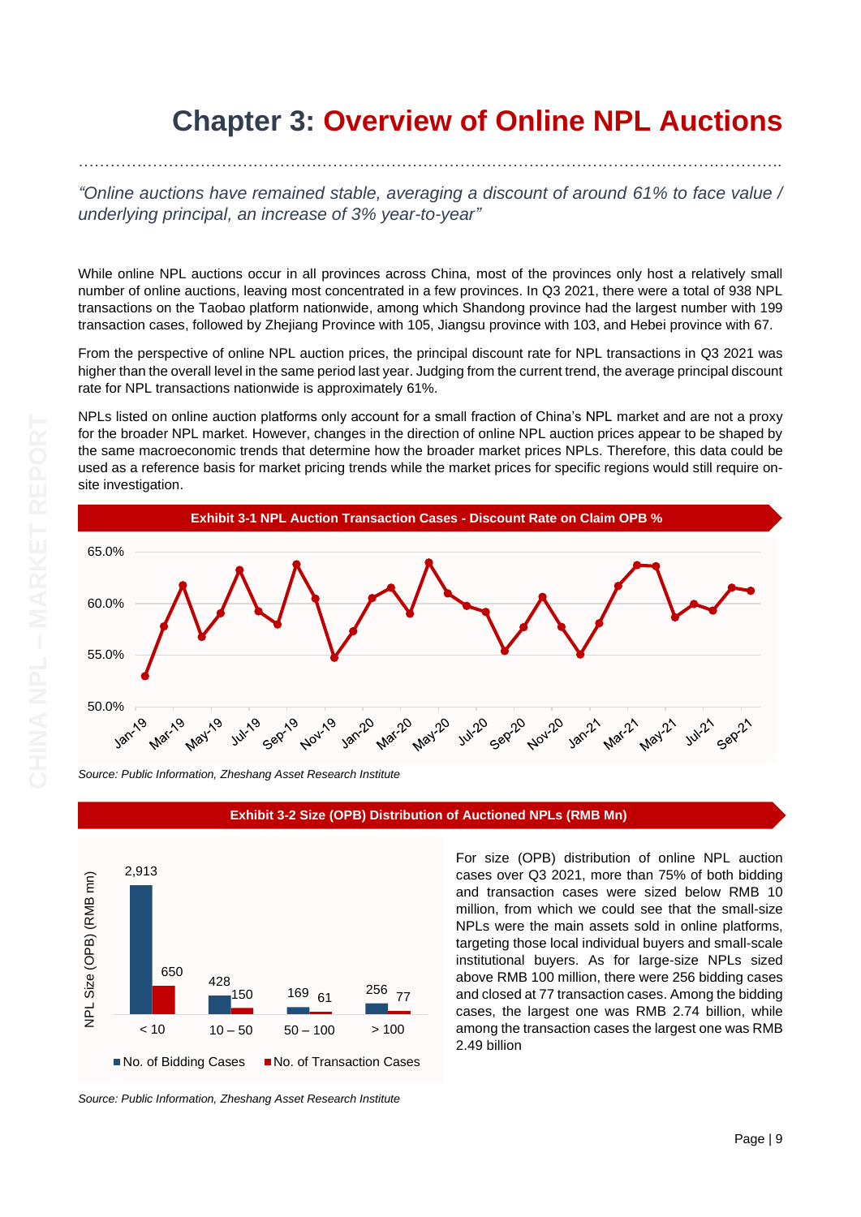# Chapter 3: Overview of Online NPL Auctions

*"Online auctions have remained stable, averaging a discount of around 61% to face value / underlying principal, an increase of 3% year-to-year"*

While online NPL auctions occur in all provinces across China, most of the provinces only host a relatively small number of online auctions, leaving most concentrated in a few provinces. In Q3 2021, there were a total of 938 NPL transactions on the Taobao platform nationwide, among which Shandong province had the largest number with 199 transaction cases, followed by Zhejiang Province with 105, Jiangsu province with 103, and Hebei province with 67.

From the perspective of online NPL auction prices, the principal discount rate for NPL transactions in Q3 2021 was higher than the overall level in the same period last year. Judging from the current trend, the average principal discount rate for NPL transactions nationwide is approximately 61%.

NPLs listed on online auction platforms only account for a small fraction of China's NPL market and are not a proxy for the broader NPL market. However, changes in the direction of online NPL auction prices appear to be shaped by the same macroeconomic trends that determine how the broader market prices NPLs. Therefore, this data could be used as a reference basis for market pricing trends while the market prices for specific regions would still require on-site investigation.

**Exhibit 3-1 NPL Auction Transaction Cases - Discount Rate on Claim OPB %**

65.0%
60.0%
55.0%
50.0%

Jan-19, Mar-19, May-19, Jul-19, Sep-19, Nov-19, Jan-20, Mar-20, May-20, Jul-20, Sep-20, Nov-20, Jan-21, Mar-21, May-21, Jul-21, Sep-21

*Source: Public Information, Zheshang Asset Research Institute*

**Exhibit 3-2 Size (OPB) Distribution of Auctioned NPLs (RMB Mn)**

NPL Size (OPB) (RMB mn)

< 10: 2,913, 650
10 – 50: 428, 150
50 – 100: 169, 61
> 100: 256, 77

No. of Bidding Cases / No. of Transaction Cases

*Source: Public Information, Zheshang Asset Research Institute*

For size (OPB) distribution of online NPL auction cases over Q3 2021, more than 75% of both bidding and transaction cases were sized below RMB 10 million, from which we could see that the small-size NPLs were the main assets sold in online platforms, targeting those local individual buyers and small-scale institutional buyers. As for large-size NPLs sized above RMB 100 million, there were 256 bidding cases and closed at 77 transaction cases. Among the bidding cases, the largest one was RMB 2.74 billion, while among the transaction cases the largest one was RMB 2.49 billion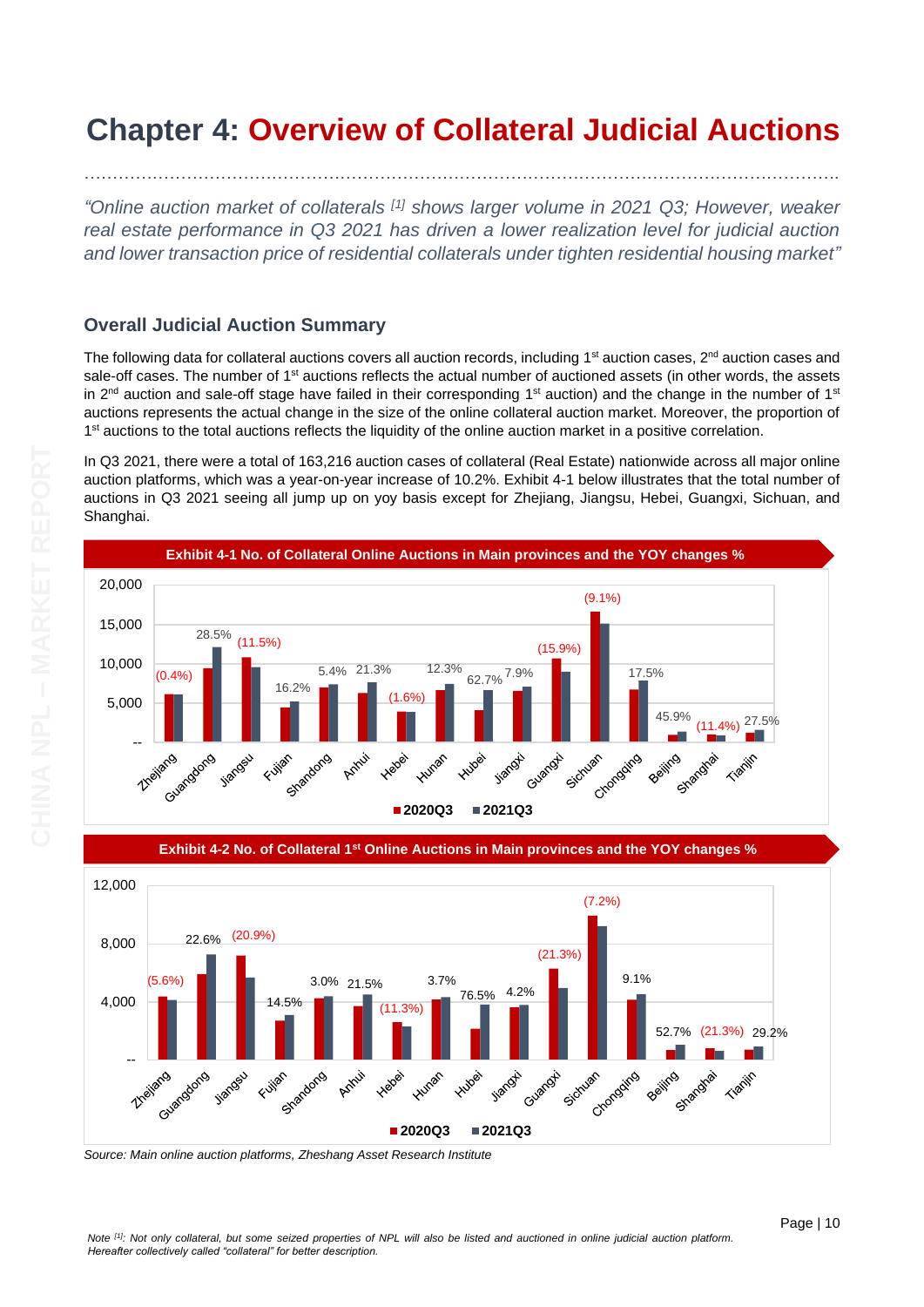# Chapter 4: Overview of Collateral Judicial Auctions

*"Online auction market of collaterals [1] shows larger volume in 2021 Q3; However, weaker real estate performance in Q3 2021 has driven a lower realization level for judicial auction and lower transaction price of residential collaterals under tighten residential housing market"*

## Overall Judicial Auction Summary

The following data for collateral auctions covers all auction records, including 1st auction cases, 2nd auction cases and sale-off cases. The number of 1st auctions reflects the actual number of auctioned assets (in other words, the assets in 2nd auction and sale-off stage have failed in their corresponding 1st auction) and the change in the number of 1st auctions represents the actual change in the size of the online collateral auction market. Moreover, the proportion of 1st auctions to the total auctions reflects the liquidity of the online auction market in a positive correlation.

In Q3 2021, there were a total of 163,216 auction cases of collateral (Real Estate) nationwide across all major online auction platforms, which was a year-on-year increase of 10.2%. Exhibit 4-1 below illustrates that the total number of auctions in Q3 2021 seeing all jump up on yoy basis except for Zhejiang, Jiangsu, Hebei, Guangxi, Sichuan, and Shanghai.

**Exhibit 4-1 No. of Collateral Online Auctions in Main provinces and the YOY changes %**

20,000
15,000
10,000
5,000
--

(0.4%) 28.5% (11.5%) 16.2% 5.4% 21.3% (1.6%) 12.3% 62.7% 7.9% (15.9%) (9.1%) 17.5% 45.9% (11.4%) 27.5%

Zhejiang Guangdong Jiangsu Fujian Shandong Anhui Hebei Hunan Hubei Jiangxi Guangxi Sichuan Chongqing Beijing Shanghai Tianjin

2020Q3 2021Q3

**Exhibit 4-2 No. of Collateral 1st Online Auctions in Main provinces and the YOY changes %**

12,000
8,000
4,000
--

(5.6%) 22.6% (20.9%) 14.5% 3.0% 21.5% (11.3%) 3.7% 76.5% 4.2% (21.3%) (7.2%) 9.1% 52.7% (21.3%) 29.2%

Zhejiang Guangdong Jiangsu Fujian Shandong Anhui Hebei Hunan Hubei Jiangxi Guangxi Sichuan Chongqing Beijing Shanghai Tianjin

2020Q3 2021Q3

*Source: Main online auction platforms, Zheshang Asset Research Institute*

*Note [1]: Not only collateral, but some seized properties of NPL will also be listed and auctioned in online judicial auction platform. Hereafter collectively called "collateral" for better description.*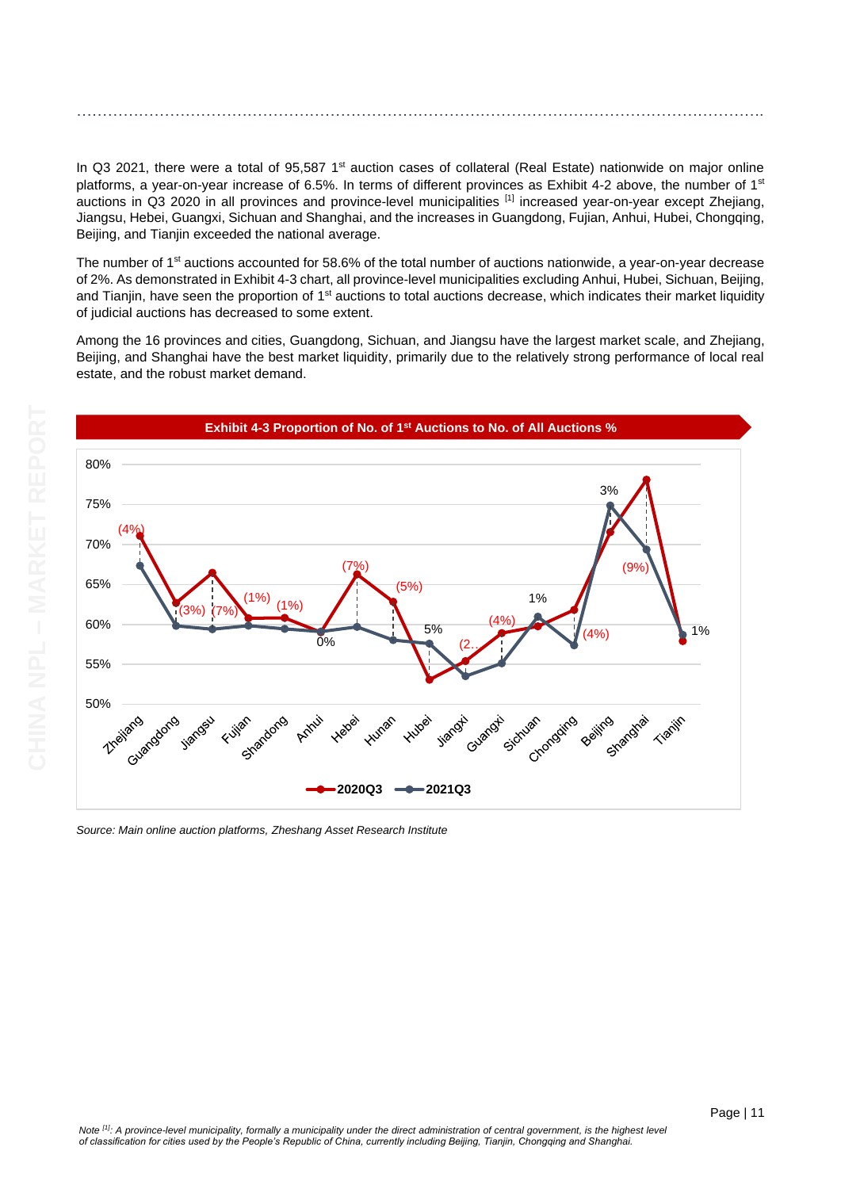In Q3 2021, there were a total of 95,587 1st auction cases of collateral (Real Estate) nationwide on major online platforms, a year-on-year increase of 6.5%. In terms of different provinces as Exhibit 4-2 above, the number of 1st auctions in Q3 2020 in all provinces and province-level municipalities [1] increased year-on-year except Zhejiang, Jiangsu, Hebei, Guangxi, Sichuan and Shanghai, and the increases in Guangdong, Fujian, Anhui, Hubei, Chongqing, Beijing, and Tianjin exceeded the national average.

The number of 1st auctions accounted for 58.6% of the total number of auctions nationwide, a year-on-year decrease of 2%. As demonstrated in Exhibit 4-3 chart, all province-level municipalities excluding Anhui, Hubei, Sichuan, Beijing, and Tianjin, have seen the proportion of 1st auctions to total auctions decrease, which indicates their market liquidity of judicial auctions has decreased to some extent.

Among the 16 provinces and cities, Guangdong, Sichuan, and Jiangsu have the largest market scale, and Zhejiang, Beijing, and Shanghai have the best market liquidity, primarily due to the relatively strong performance of local real estate, and the robust market demand.

**Exhibit 4-3 Proportion of No. of 1st Auctions to No. of All Auctions %**

80%
75%
70%
65%
60%
55%
50%

Zhejiang, Guangdong, Jiangsu, Fujian, Shandong, Anhui, Hebei, Hunan, Hubei, Jiangxi, Guangxi, Sichuan, Chongqing, Beijing, Shanghai, Tianjin

(4%) (3%) (7%) (1%) (1%) 0% (7%) (5%) 5% (2.. (4%) 1% (4%) 3% (9%) 1%

2020Q3 2021Q3

*Source: Main online auction platforms, Zheshang Asset Research Institute*

*Note [1]: A province-level municipality, formally a municipality under the direct administration of central government, is the highest level of classification for cities used by the People's Republic of China, currently including Beijing, Tianjin, Chongqing and Shanghai.*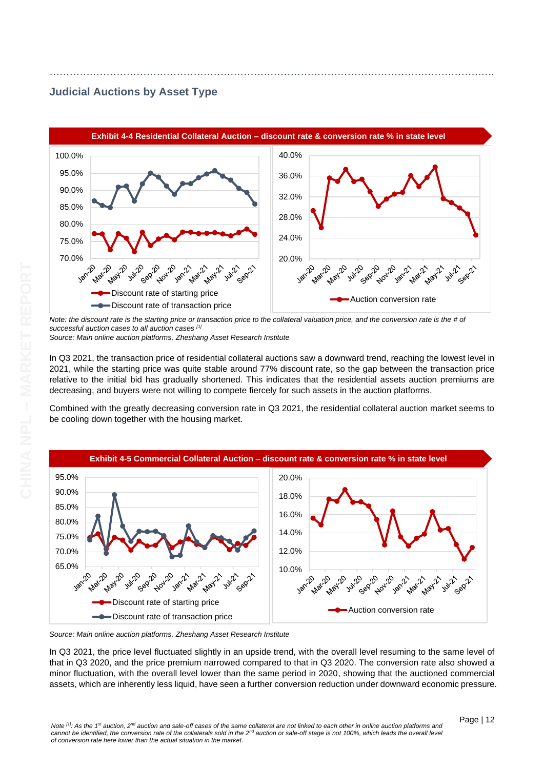## Judicial Auctions by Asset Type

**Exhibit 4-4 Residential Collateral Auction – discount rate & conversion rate % in state level**

100.0%
95.0%
90.0%
85.0%
80.0%
75.0%
70.0%

Jan-20 Mar-20 May-20 Jul-20 Sep-20 Nov-20 Jan-21 Mar-21 May-21 Jul-21 Sep-21

Discount rate of starting price
Discount rate of transaction price

40.0%
36.0%
32.0%
28.0%
24.0%
20.0%

Jan-20 Mar-20 May-20 Jul-20 Sep-20 Nov-20 Jan-21 Mar-21 May-21 Jul-21 Sep-21

Auction conversion rate

*Note: the discount rate is the starting price or transaction price to the collateral valuation price, and the conversion rate is the # of successful auction cases to all auction cases [1]*

*Source: Main online auction platforms, Zheshang Asset Research Institute*

In Q3 2021, the transaction price of residential collateral auctions saw a downward trend, reaching the lowest level in 2021, while the starting price was quite stable around 77% discount rate, so the gap between the transaction price relative to the initial bid has gradually shortened. This indicates that the residential assets auction premiums are decreasing, and buyers were not willing to compete fiercely for such assets in the auction platforms.

Combined with the greatly decreasing conversion rate in Q3 2021, the residential collateral auction market seems to be cooling down together with the housing market.

**Exhibit 4-5 Commercial Collateral Auction – discount rate & conversion rate % in state level**

95.0%
90.0%
85.0%
80.0%
75.0%
70.0%
65.0%

Jan-20 Mar-20 May-20 Jul-20 Sep-20 Nov-20 Jan-21 Mar-21 May-21 Jul-21 Sep-21

Discount rate of starting price
Discount rate of transaction price

20.0%
18.0%
16.0%
14.0%
12.0%
10.0%

Jan-20 Mar-20 May-20 Jul-20 Sep-20 Nov-20 Jan-21 Mar-21 May-21 Jul-21 Sep-21

Auction conversion rate

*Source: Main online auction platforms, Zheshang Asset Research Institute*

In Q3 2021, the price level fluctuated slightly in an upside trend, with the overall level resuming to the same level of that in Q3 2020, and the price premium narrowed compared to that in Q3 2020. The conversion rate also showed a minor fluctuation, with the overall level lower than the same period in 2020, showing that the auctioned commercial assets, which are inherently less liquid, have seen a further conversion reduction under downward economic pressure.

*Note [1]: As the 1st auction, 2nd auction and sale-off cases of the same collateral are not linked to each other in online auction platforms and cannot be identified, the conversion rate of the collaterals sold in the 2nd auction or sale-off stage is not 100%, which leads the overall level of conversion rate here lower than the actual situation in the market.*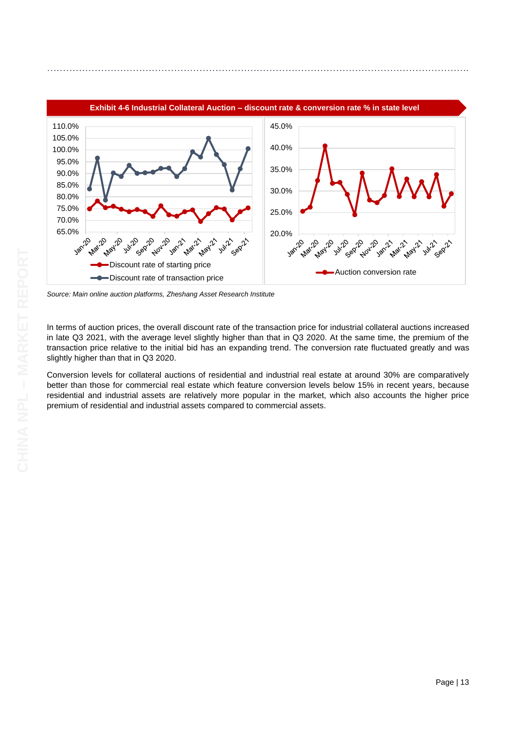**Exhibit 4-6 Industrial Collateral Auction – discount rate & conversion rate % in state level**

110.0%
105.0%
100.0%
95.0%
90.0%
85.0%
80.0%
75.0%
70.0%
65.0%

Jan-20 Mar-20 May-20 Jul-20 Sep-20 Nov-20 Jan-21 Mar-21 May-21 Jul-21 Sep-21

Discount rate of starting price
Discount rate of transaction price

45.0%
40.0%
35.0%
30.0%
25.0%
20.0%

Jan-20 Mar-20 May-20 Jul-20 Sep-20 Nov-20 Jan-21 Mar-21 May-21 Jul-21 Sep-21

Auction conversion rate

*Source: Main online auction platforms, Zheshang Asset Research Institute*

In terms of auction prices, the overall discount rate of the transaction price for industrial collateral auctions increased in late Q3 2021, with the average level slightly higher than that in Q3 2020. At the same time, the premium of the transaction price relative to the initial bid has an expanding trend. The conversion rate fluctuated greatly and was slightly higher than that in Q3 2020.

Conversion levels for collateral auctions of residential and industrial real estate at around 30% are comparatively better than those for commercial real estate which feature conversion levels below 15% in recent years, because residential and industrial assets are relatively more popular in the market, which also accounts the higher price premium of residential and industrial assets compared to commercial assets.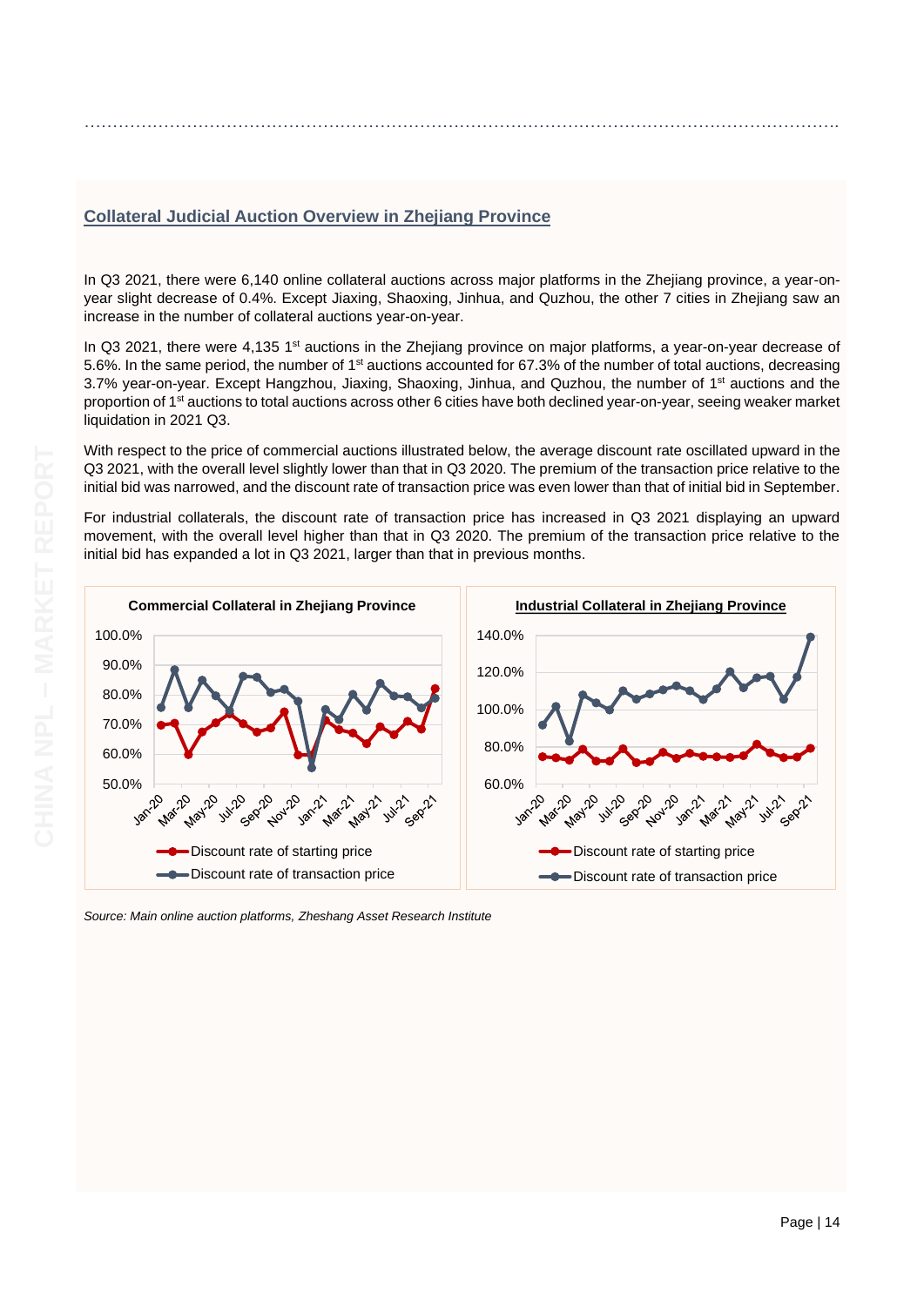## Collateral Judicial Auction Overview in Zhejiang Province

In Q3 2021, there were 6,140 online collateral auctions across major platforms in the Zhejiang province, a year-on-year slight decrease of 0.4%. Except Jiaxing, Shaoxing, Jinhua, and Quzhou, the other 7 cities in Zhejiang saw an increase in the number of collateral auctions year-on-year.

In Q3 2021, there were 4,135 1st auctions in the Zhejiang province on major platforms, a year-on-year decrease of 5.6%. In the same period, the number of 1st auctions accounted for 67.3% of the number of total auctions, decreasing 3.7% year-on-year. Except Hangzhou, Jiaxing, Shaoxing, Jinhua, and Quzhou, the number of 1st auctions and the proportion of 1st auctions to total auctions across other 6 cities have both declined year-on-year, seeing weaker market liquidation in 2021 Q3.

With respect to the price of commercial auctions illustrated below, the average discount rate oscillated upward in the Q3 2021, with the overall level slightly lower than that in Q3 2020. The premium of the transaction price relative to the initial bid was narrowed, and the discount rate of transaction price was even lower than that of initial bid in September.

For industrial collaterals, the discount rate of transaction price has increased in Q3 2021 displaying an upward movement, with the overall level higher than that in Q3 2020. The premium of the transaction price relative to the initial bid has expanded a lot in Q3 2021, larger than that in previous months.

**Commercial Collateral in Zhejiang Province**

100.0%
90.0%
80.0%
70.0%
60.0%
50.0%

Jan-20 Mar-20 May-20 Jul-20 Sep-20 Nov-20 Jan-21 Mar-21 May-21 Jul-21 Sep-21

Discount rate of starting price
Discount rate of transaction price

**Industrial Collateral in Zhejiang Province**

140.0%
120.0%
100.0%
80.0%
60.0%

Jan-20 Mar-20 May-20 Jul-20 Sep-20 Nov-20 Jan-21 Mar-21 May-21 Jul-21 Sep-21

Discount rate of starting price
Discount rate of transaction price

*Source: Main online auction platforms, Zheshang Asset Research Institute*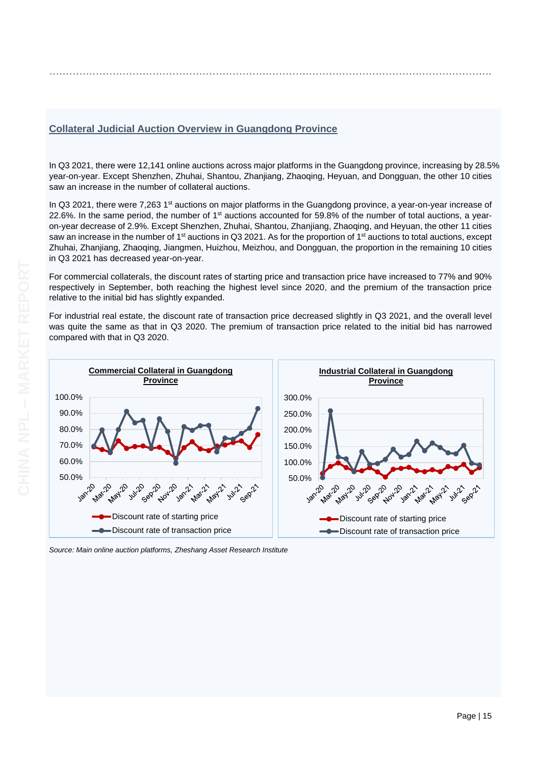## Collateral Judicial Auction Overview in Guangdong Province

In Q3 2021, there were 12,141 online auctions across major platforms in the Guangdong province, increasing by 28.5% year-on-year. Except Shenzhen, Zhuhai, Shantou, Zhanjiang, Zhaoqing, Heyuan, and Dongguan, the other 10 cities saw an increase in the number of collateral auctions.

In Q3 2021, there were 7,263 1st auctions on major platforms in the Guangdong province, a year-on-year increase of 22.6%. In the same period, the number of 1st auctions accounted for 59.8% of the number of total auctions, a year-on-year decrease of 2.9%. Except Shenzhen, Zhuhai, Shantou, Zhanjiang, Zhaoqing, and Heyuan, the other 11 cities saw an increase in the number of 1st auctions in Q3 2021. As for the proportion of 1st auctions to total auctions, except Zhuhai, Zhanjiang, Zhaoqing, Jiangmen, Huizhou, Meizhou, and Dongguan, the proportion in the remaining 10 cities in Q3 2021 has decreased year-on-year.

For commercial collaterals, the discount rates of starting price and transaction price have increased to 77% and 90% respectively in September, both reaching the highest level since 2020, and the premium of the transaction price relative to the initial bid has slightly expanded.

For industrial real estate, the discount rate of transaction price decreased slightly in Q3 2021, and the overall level was quite the same as that in Q3 2020. The premium of transaction price related to the initial bid has narrowed compared with that in Q3 2020.

**Commercial Collateral in Guangdong Province**

100.0%
90.0%
80.0%
70.0%
60.0%
50.0%

Jan-20, Mar-20, May-20, Jul-20, Sep-20, Nov-20, Jan-21, Mar-21, May-21, Jul-21, Sep-21

Discount rate of starting price
Discount rate of transaction price

**Industrial Collateral in Guangdong Province**

300.0%
250.0%
200.0%
150.0%
100.0%
50.0%

Jan-20, Mar-20, May-20, Jul-20, Sep-20, Nov-20, Jan-21, Mar-21, May-21, Jul-21, Sep-21

Discount rate of starting price
Discount rate of transaction price

*Source: Main online auction platforms, Zheshang Asset Research Institute*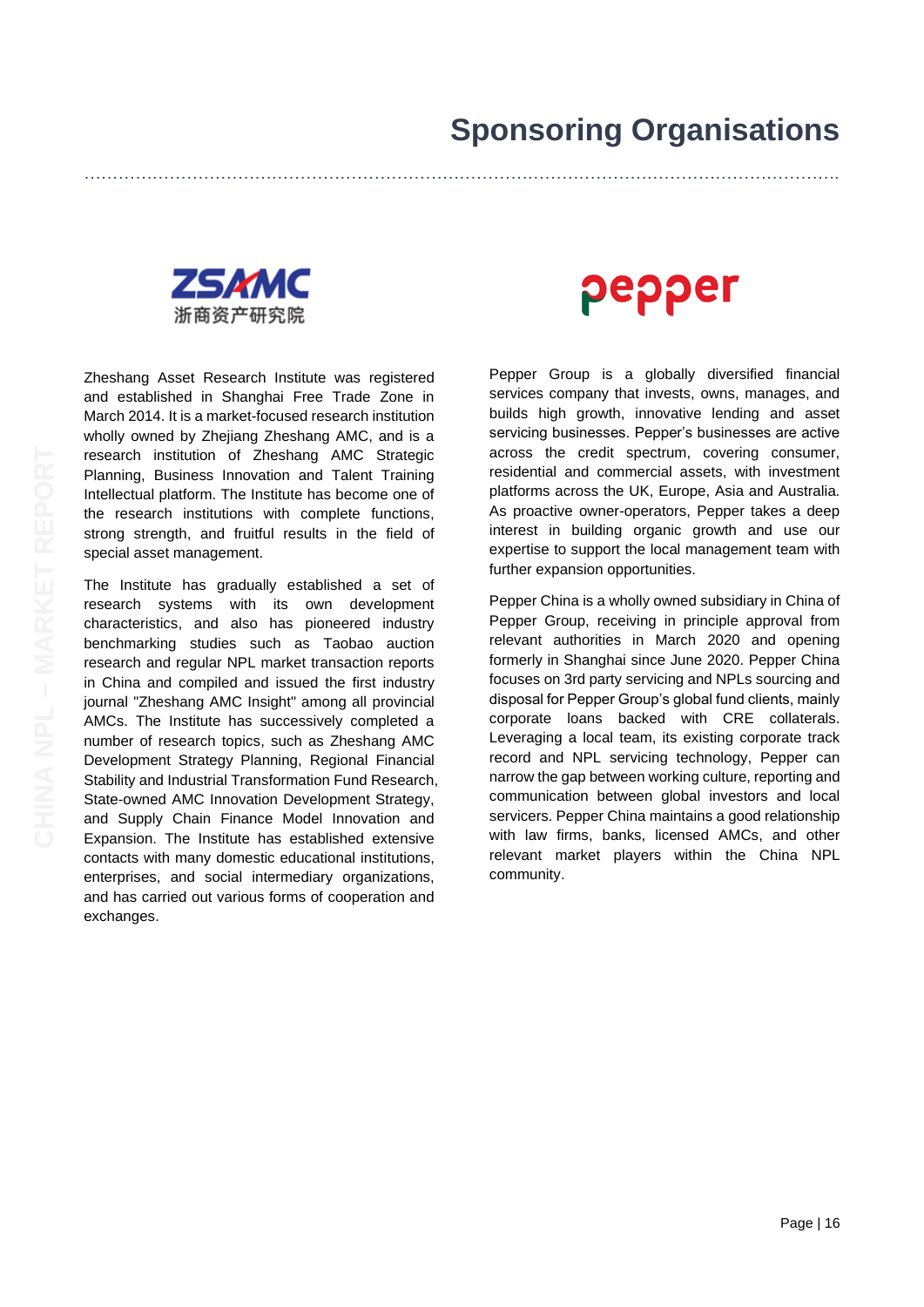# Sponsoring Organisations

ZSAMC
浙商资产研究院

Zheshang Asset Research Institute was registered and established in Shanghai Free Trade Zone in March 2014. It is a market-focused research institution wholly owned by Zhejiang Zheshang AMC, and is a research institution of Zheshang AMC Strategic Planning, Business Innovation and Talent Training Intellectual platform. The Institute has become one of the research institutions with complete functions, strong strength, and fruitful results in the field of special asset management.

The Institute has gradually established a set of research systems with its own development characteristics, and also has pioneered industry benchmarking studies such as Taobao auction research and regular NPL market transaction reports in China and compiled and issued the first industry journal "Zheshang AMC Insight" among all provincial AMCs. The Institute has successively completed a number of research topics, such as Zheshang AMC Development Strategy Planning, Regional Financial Stability and Industrial Transformation Fund Research, State-owned AMC Innovation Development Strategy, and Supply Chain Finance Model Innovation and Expansion. The Institute has established extensive contacts with many domestic educational institutions, enterprises, and social intermediary organizations, and has carried out various forms of cooperation and exchanges.

pepper

Pepper Group is a globally diversified financial services company that invests, owns, manages, and builds high growth, innovative lending and asset servicing businesses. Pepper's businesses are active across the credit spectrum, covering consumer, residential and commercial assets, with investment platforms across the UK, Europe, Asia and Australia. As proactive owner-operators, Pepper takes a deep interest in building organic growth and use our expertise to support the local management team with further expansion opportunities.

Pepper China is a wholly owned subsidiary in China of Pepper Group, receiving in principle approval from relevant authorities in March 2020 and opening formerly in Shanghai since June 2020. Pepper China focuses on 3rd party servicing and NPLs sourcing and disposal for Pepper Group's global fund clients, mainly corporate loans backed with CRE collaterals. Leveraging a local team, its existing corporate track record and NPL servicing technology, Pepper can narrow the gap between working culture, reporting and communication between global investors and local servicers. Pepper China maintains a good relationship with law firms, banks, licensed AMCs, and other relevant market players within the China NPL community.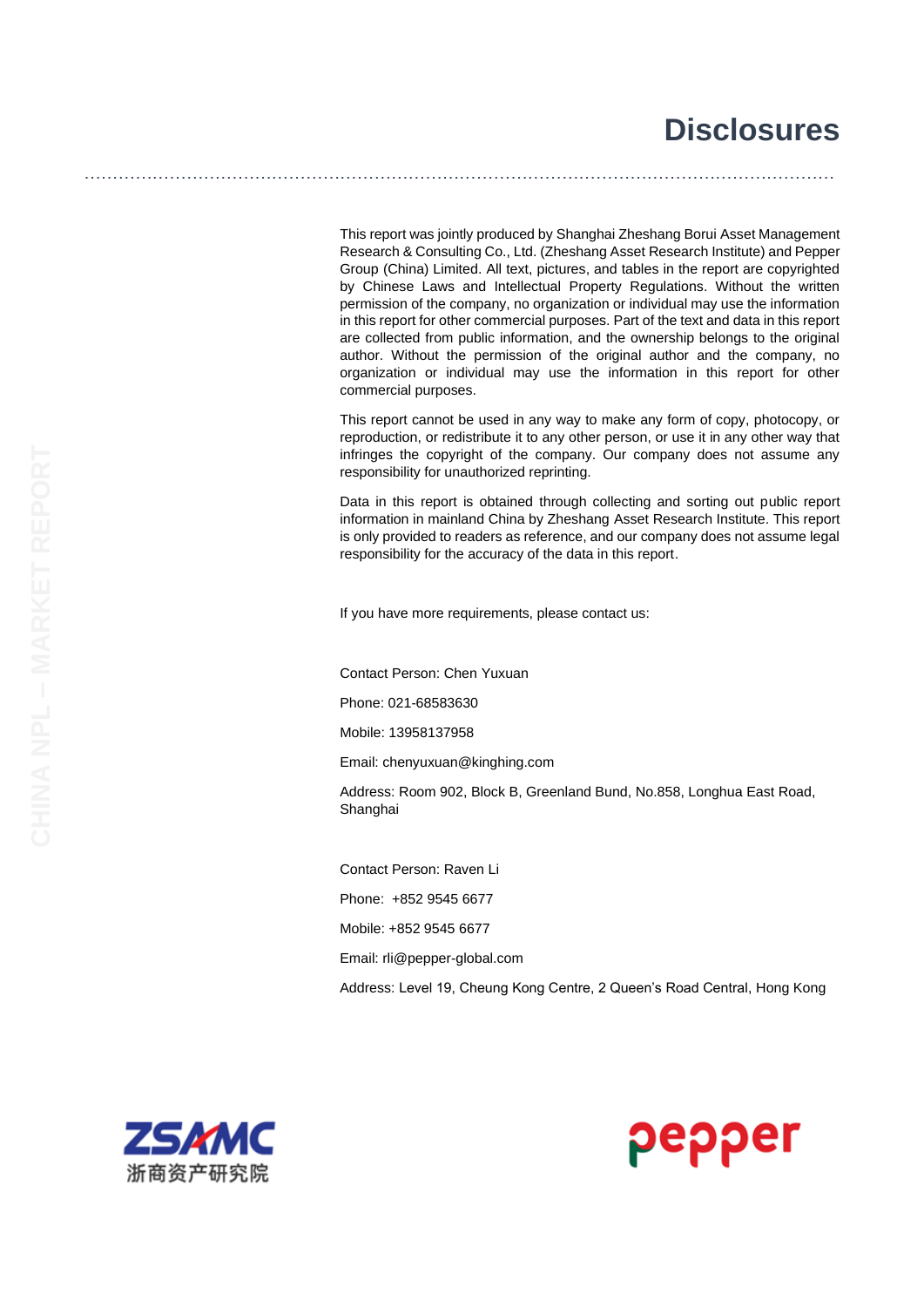# Disclosures

This report was jointly produced by Shanghai Zheshang Borui Asset Management Research & Consulting Co., Ltd. (Zheshang Asset Research Institute) and Pepper Group (China) Limited. All text, pictures, and tables in the report are copyrighted by Chinese Laws and Intellectual Property Regulations. Without the written permission of the company, no organization or individual may use the information in this report for other commercial purposes. Part of the text and data in this report are collected from public information, and the ownership belongs to the original author. Without the permission of the original author and the company, no organization or individual may use the information in this report for other commercial purposes.

This report cannot be used in any way to make any form of copy, photocopy, or reproduction, or redistribute it to any other person, or use it in any other way that infringes the copyright of the company. Our company does not assume any responsibility for unauthorized reprinting.

Data in this report is obtained through collecting and sorting out public report information in mainland China by Zheshang Asset Research Institute. This report is only provided to readers as reference, and our company does not assume legal responsibility for the accuracy of the data in this report.

If you have more requirements, please contact us:

Contact Person: Chen Yuxuan

Phone: 021-68583630

Mobile: 13958137958

Email: chenyuxuan@kinghing.com

Address: Room 902, Block B, Greenland Bund, No.858, Longhua East Road, Shanghai

Contact Person: Raven Li

Phone: +852 9545 6677

Mobile: +852 9545 6677

Email: rli@pepper-global.com

Address: Level 19, Cheung Kong Centre, 2 Queen's Road Central, Hong Kong

ZSAMC 浙商资产研究院

pepper